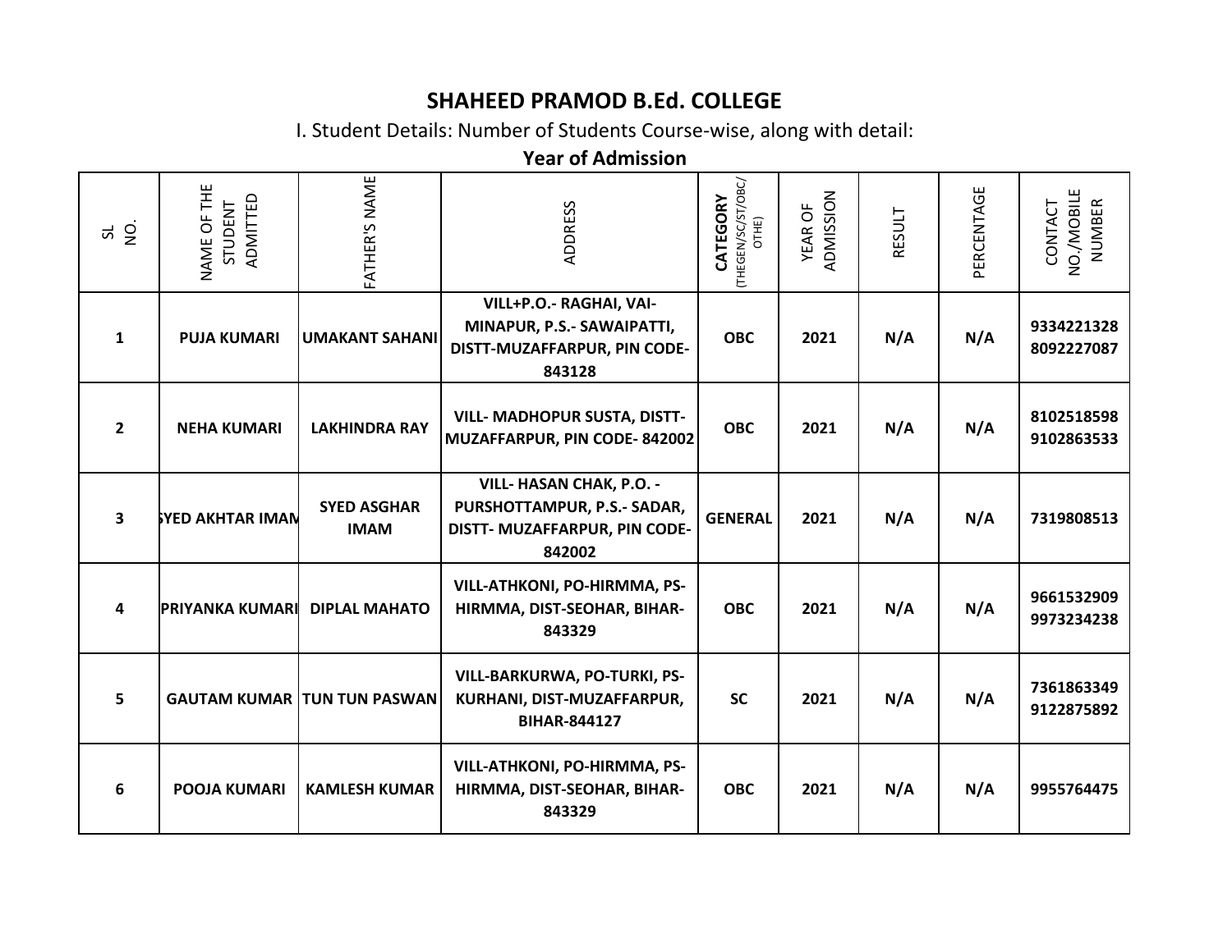# SHAHEED PRAMOD B.Ed. COLLEGE

I. Student Details: Number of Students Course-wise, along with detail:

## Year of Admission

| SL NO. | NAME OF THE STUDENT ADMITTED | FATHER'S NAME | ADDRESS | **CATEGORY** (THEGEN/SC/ST/OBC/ OTHE) | YEAR OF ADMISSION | RESULT | PERCENTAGE | CONTACT NO./MOBILE NUMBER |
|---|---|---|---|---|---|---|---|---|
| **1** | **PUJA KUMARI** | **UMAKANT SAHANI** | **VILL+P.O.- RAGHAI, VAI-MINAPUR, P.S.- SAWAIPATTI, DISTT-MUZAFFARPUR, PIN CODE-843128** | **OBC** | **2021** | **N/A** | **N/A** | **9334221328 8092227087** |
| **2** | **NEHA KUMARI** | **LAKHINDRA RAY** | **VILL- MADHOPUR SUSTA, DISTT-MUZAFFARPUR, PIN CODE- 842002** | **OBC** | **2021** | **N/A** | **N/A** | **8102518598 9102863533** |
| **3** | **SYED AKHTAR IMAM** | **SYED ASGHAR IMAM** | **VILL- HASAN CHAK, P.O. - PURSHOTTAMPUR, P.S.- SADAR, DISTT- MUZAFFARPUR, PIN CODE-842002** | **GENERAL** | **2021** | **N/A** | **N/A** | **7319808513** |
| **4** | **PRIYANKA KUMARI** | **DIPLAL MAHATO** | **VILL-ATHKONI, PO-HIRMMA, PS-HIRMMA, DIST-SEOHAR, BIHAR-843329** | **OBC** | **2021** | **N/A** | **N/A** | **9661532909 9973234238** |
| **5** | **GAUTAM KUMAR** | **TUN TUN PASWAN** | **VILL-BARKURWA, PO-TURKI, PS-KURHANI, DIST-MUZAFFARPUR, BIHAR-844127** | **SC** | **2021** | **N/A** | **N/A** | **7361863349 9122875892** |
| **6** | **POOJA KUMARI** | **KAMLESH KUMAR** | **VILL-ATHKONI, PO-HIRMMA, PS-HIRMMA, DIST-SEOHAR, BIHAR-843329** | **OBC** | **2021** | **N/A** | **N/A** | **9955764475** |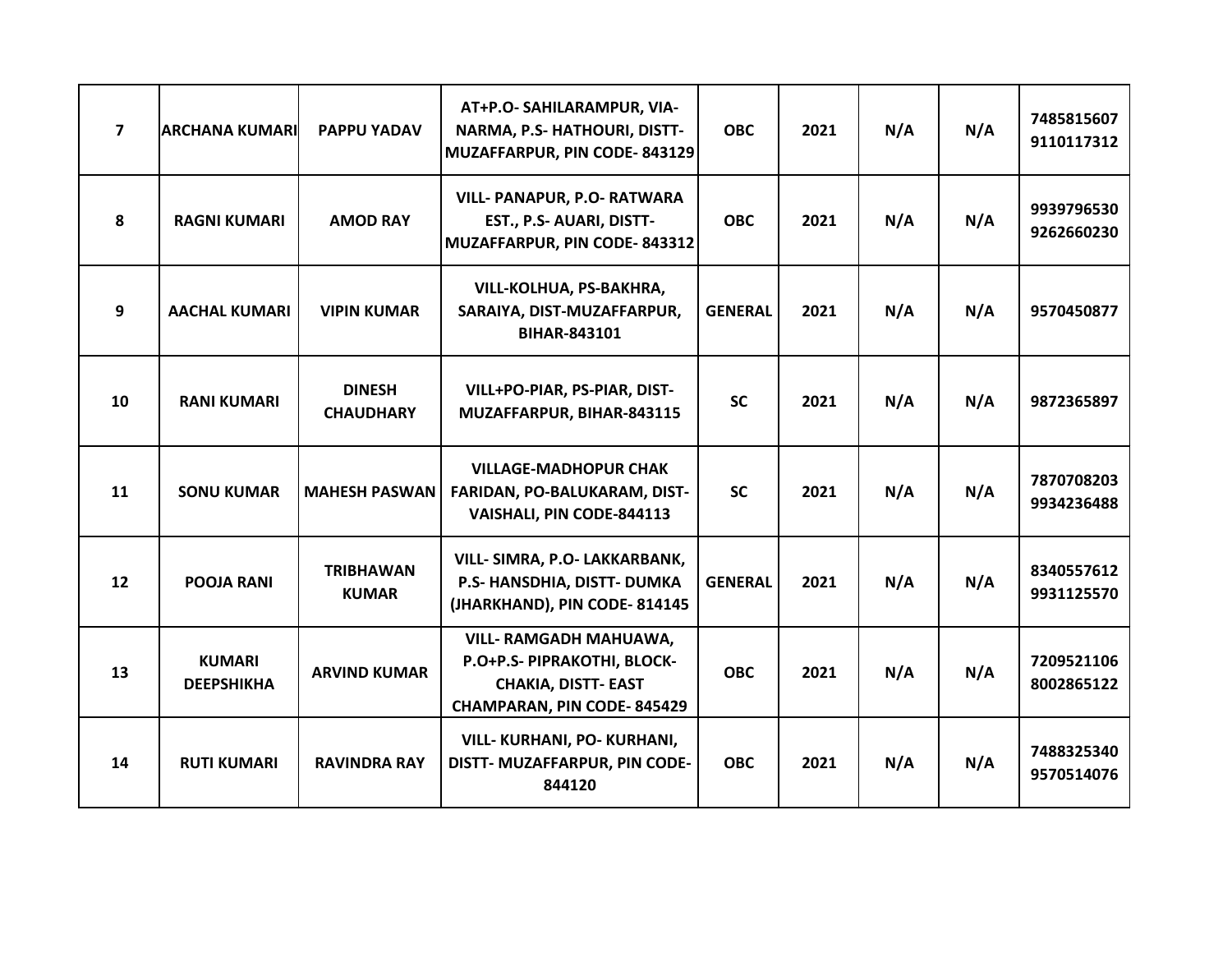| | | | | | | | | |
|---|---|---|---|---|---|---|---|---|
| **7** | **ARCHANA KUMARI** | **PAPPU YADAV** | **AT+P.O- SAHILARAMPUR, VIA-NARMA, P.S- HATHOURI, DISTT-MUZAFFARPUR, PIN CODE- 843129** | **OBC** | **2021** | **N/A** | **N/A** | **7485815607 9110117312** |
| **8** | **RAGNI KUMARI** | **AMOD RAY** | **VILL- PANAPUR, P.O- RATWARA EST., P.S- AUARI, DISTT-MUZAFFARPUR, PIN CODE- 843312** | **OBC** | **2021** | **N/A** | **N/A** | **9939796530 9262660230** |
| **9** | **AACHAL KUMARI** | **VIPIN KUMAR** | **VILL-KOLHUA, PS-BAKHRA, SARAIYA, DIST-MUZAFFARPUR, BIHAR-843101** | **GENERAL** | **2021** | **N/A** | **N/A** | **9570450877** |
| **10** | **RANI KUMARI** | **DINESH CHAUDHARY** | **VILL+PO-PIAR, PS-PIAR, DIST-MUZAFFARPUR, BIHAR-843115** | **SC** | **2021** | **N/A** | **N/A** | **9872365897** |
| **11** | **SONU KUMAR** | **MAHESH PASWAN** | **VILLAGE-MADHOPUR CHAK FARIDAN, PO-BALUKARAM, DIST-VAISHALI, PIN CODE-844113** | **SC** | **2021** | **N/A** | **N/A** | **7870708203 9934236488** |
| **12** | **POOJA RANI** | **TRIBHAWAN KUMAR** | **VILL- SIMRA, P.O- LAKKARBANK, P.S- HANSDHIA, DISTT- DUMKA (JHARKHAND), PIN CODE- 814145** | **GENERAL** | **2021** | **N/A** | **N/A** | **8340557612 9931125570** |
| **13** | **KUMARI DEEPSHIKHA** | **ARVIND KUMAR** | **VILL- RAMGADH MAHUAWA, P.O+P.S- PIPRAKOTHI, BLOCK-CHAKIA, DISTT- EAST CHAMPARAN, PIN CODE- 845429** | **OBC** | **2021** | **N/A** | **N/A** | **7209521106 8002865122** |
| **14** | **RUTI KUMARI** | **RAVINDRA RAY** | **VILL- KURHANI, PO- KURHANI, DISTT- MUZAFFARPUR, PIN CODE-844120** | **OBC** | **2021** | **N/A** | **N/A** | **7488325340 9570514076** |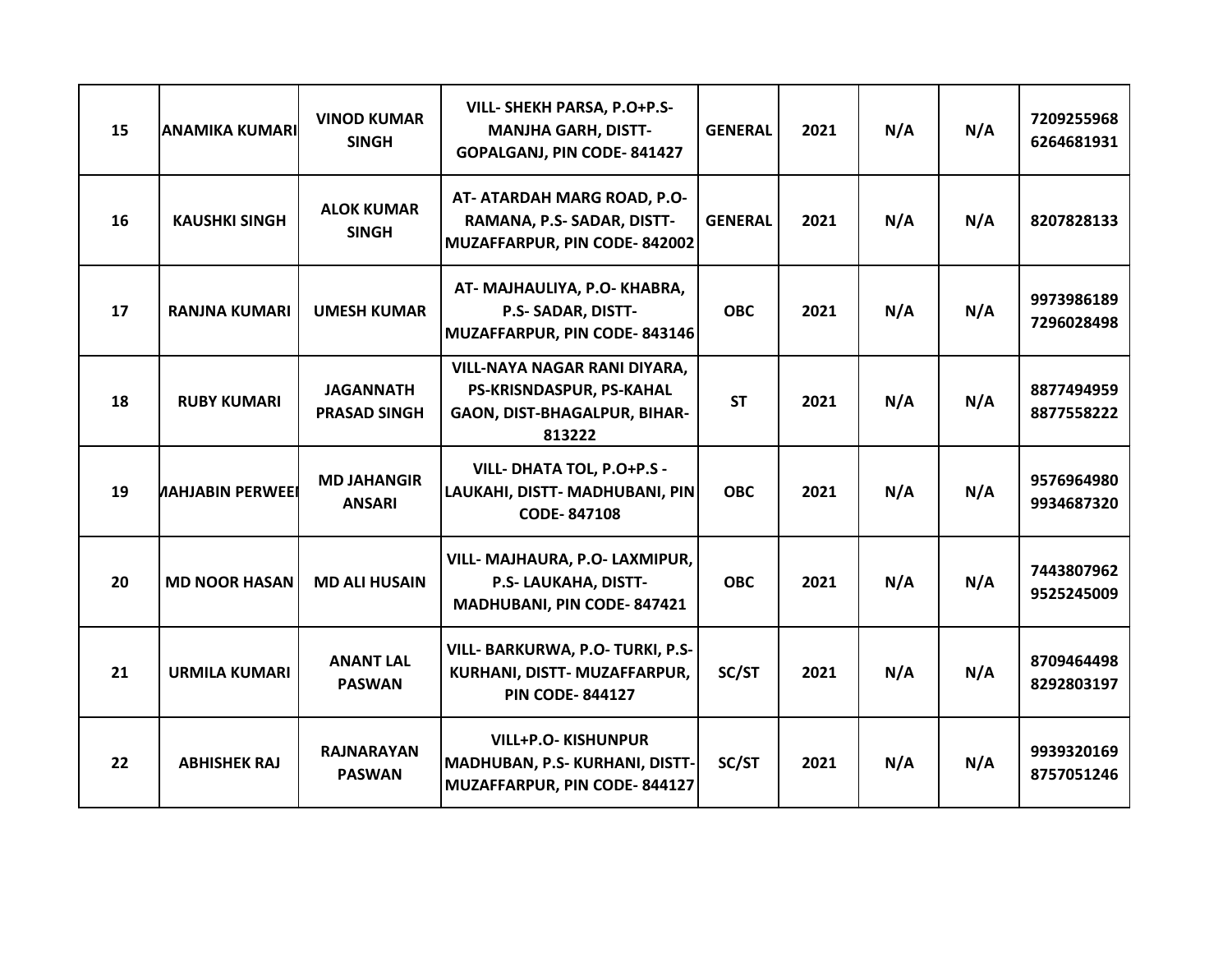| 15 | ANAMIKA KUMARI | VINOD KUMAR SINGH | VILL- SHEKH PARSA, P.O+P.S- MANJHA GARH, DISTT- GOPALGANJ, PIN CODE- 841427 | GENERAL | 2021 | N/A | N/A | 7209255968 6264681931 |
|---|---|---|---|---|---|---|---|---|
| 16 | KAUSHKI SINGH | ALOK KUMAR SINGH | AT- ATARDAH MARG ROAD, P.O- RAMANA, P.S- SADAR, DISTT- MUZAFFARPUR, PIN CODE- 842002 | GENERAL | 2021 | N/A | N/A | 8207828133 |
| 17 | RANJNA KUMARI | UMESH KUMAR | AT- MAJHAULIYA, P.O- KHABRA, P.S- SADAR, DISTT- MUZAFFARPUR, PIN CODE- 843146 | OBC | 2021 | N/A | N/A | 9973986189 7296028498 |
| 18 | RUBY KUMARI | JAGANNATH PRASAD SINGH | VILL-NAYA NAGAR RANI DIYARA, PS-KRISNDASPUR, PS-KAHAL GAON, DIST-BHAGALPUR, BIHAR-813222 | ST | 2021 | N/A | N/A | 8877494959 8877558222 |
| 19 | MAHJABIN PERWEEN | MD JAHANGIR ANSARI | VILL- DHATA TOL, P.O+P.S - LAUKAHI, DISTT- MADHUBANI, PIN CODE- 847108 | OBC | 2021 | N/A | N/A | 9576964980 9934687320 |
| 20 | MD NOOR HASAN | MD ALI HUSAIN | VILL- MAJHAURA, P.O- LAXMIPUR, P.S- LAUKAHA, DISTT- MADHUBANI, PIN CODE- 847421 | OBC | 2021 | N/A | N/A | 7443807962 9525245009 |
| 21 | URMILA KUMARI | ANANT LAL PASWAN | VILL- BARKURWA, P.O- TURKI, P.S- KURHANI, DISTT- MUZAFFARPUR, PIN CODE- 844127 | SC/ST | 2021 | N/A | N/A | 8709464498 8292803197 |
| 22 | ABHISHEK RAJ | RAJNARAYAN PASWAN | VILL+P.O- KISHUNPUR MADHUBAN, P.S- KURHANI, DISTT- MUZAFFARPUR, PIN CODE- 844127 | SC/ST | 2021 | N/A | N/A | 9939320169 8757051246 |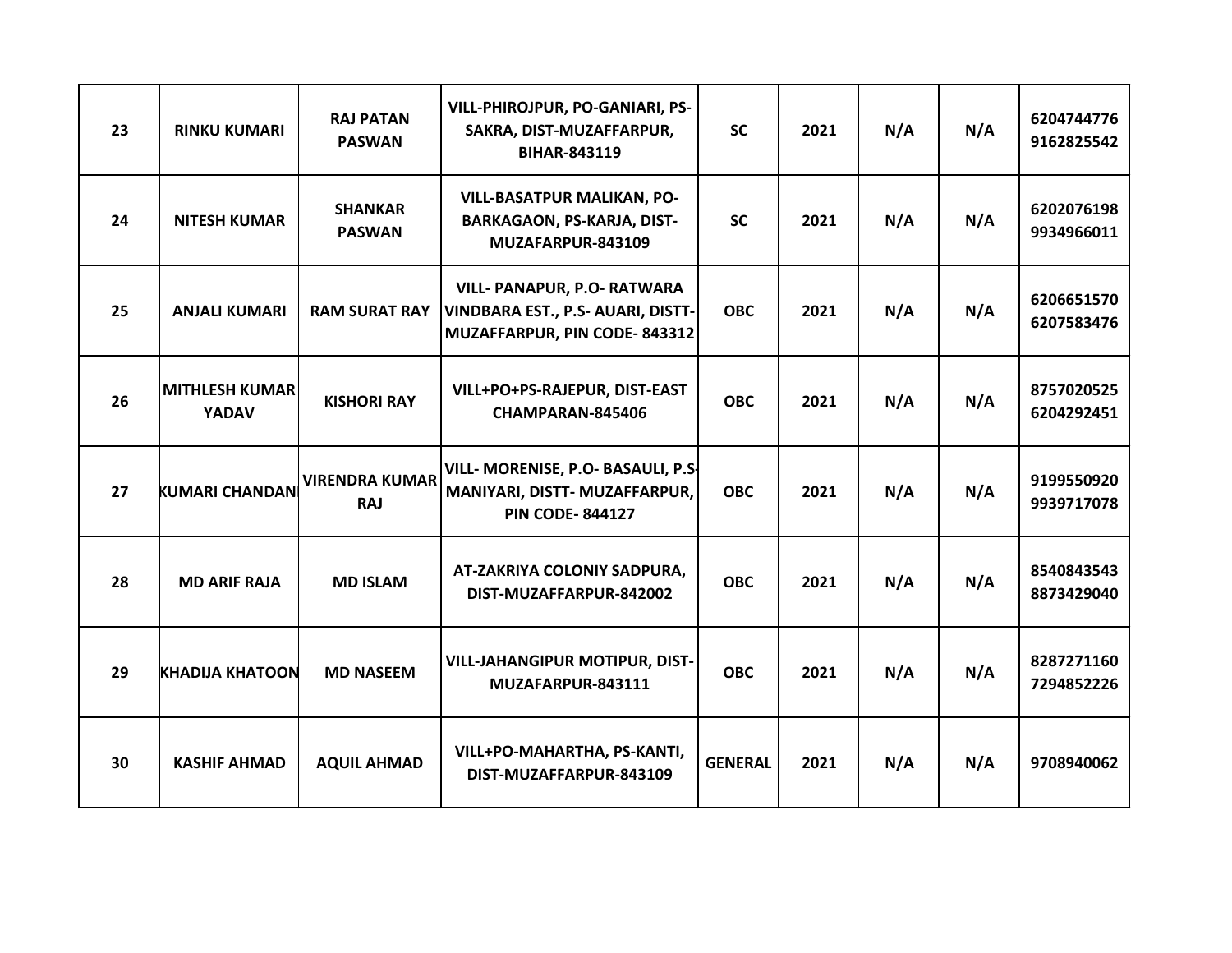| 23 | RINKU KUMARI | RAJ PATAN PASWAN | VILL-PHIROJPUR, PO-GANIARI, PS-SAKRA, DIST-MUZAFFARPUR, BIHAR-843119 | SC | 2021 | N/A | N/A | 6204744776 9162825542 |
|---|---|---|---|---|---|---|---|---|
| 24 | NITESH KUMAR | SHANKAR PASWAN | VILL-BASATPUR MALIKAN, PO-BARKAGAON, PS-KARJA, DIST-MUZAFARPUR-843109 | SC | 2021 | N/A | N/A | 6202076198 9934966011 |
| 25 | ANJALI KUMARI | RAM SURAT RAY | VILL- PANAPUR, P.O- RATWARA VINDBARA EST., P.S- AUARI, DISTT-MUZAFFARPUR, PIN CODE- 843312 | OBC | 2021 | N/A | N/A | 6206651570 6207583476 |
| 26 | MITHLESH KUMAR YADAV | KISHORI RAY | VILL+PO+PS-RAJEPUR, DIST-EAST CHAMPARAN-845406 | OBC | 2021 | N/A | N/A | 8757020525 6204292451 |
| 27 | KUMARI CHANDANI | VIRENDRA KUMAR RAJ | VILL- MORENISE, P.O- BASAULI, P.S-MANIYARI, DISTT- MUZAFFARPUR, PIN CODE- 844127 | OBC | 2021 | N/A | N/A | 9199550920 9939717078 |
| 28 | MD ARIF RAJA | MD ISLAM | AT-ZAKRIYA COLONIY SADPURA, DIST-MUZAFFARPUR-842002 | OBC | 2021 | N/A | N/A | 8540843543 8873429040 |
| 29 | KHADIJA KHATOON | MD NASEEM | VILL-JAHANGIPUR MOTIPUR, DIST-MUZAFARPUR-843111 | OBC | 2021 | N/A | N/A | 8287271160 7294852226 |
| 30 | KASHIF AHMAD | AQUIL AHMAD | VILL+PO-MAHARTHA, PS-KANTI, DIST-MUZAFFARPUR-843109 | GENERAL | 2021 | N/A | N/A | 9708940062 |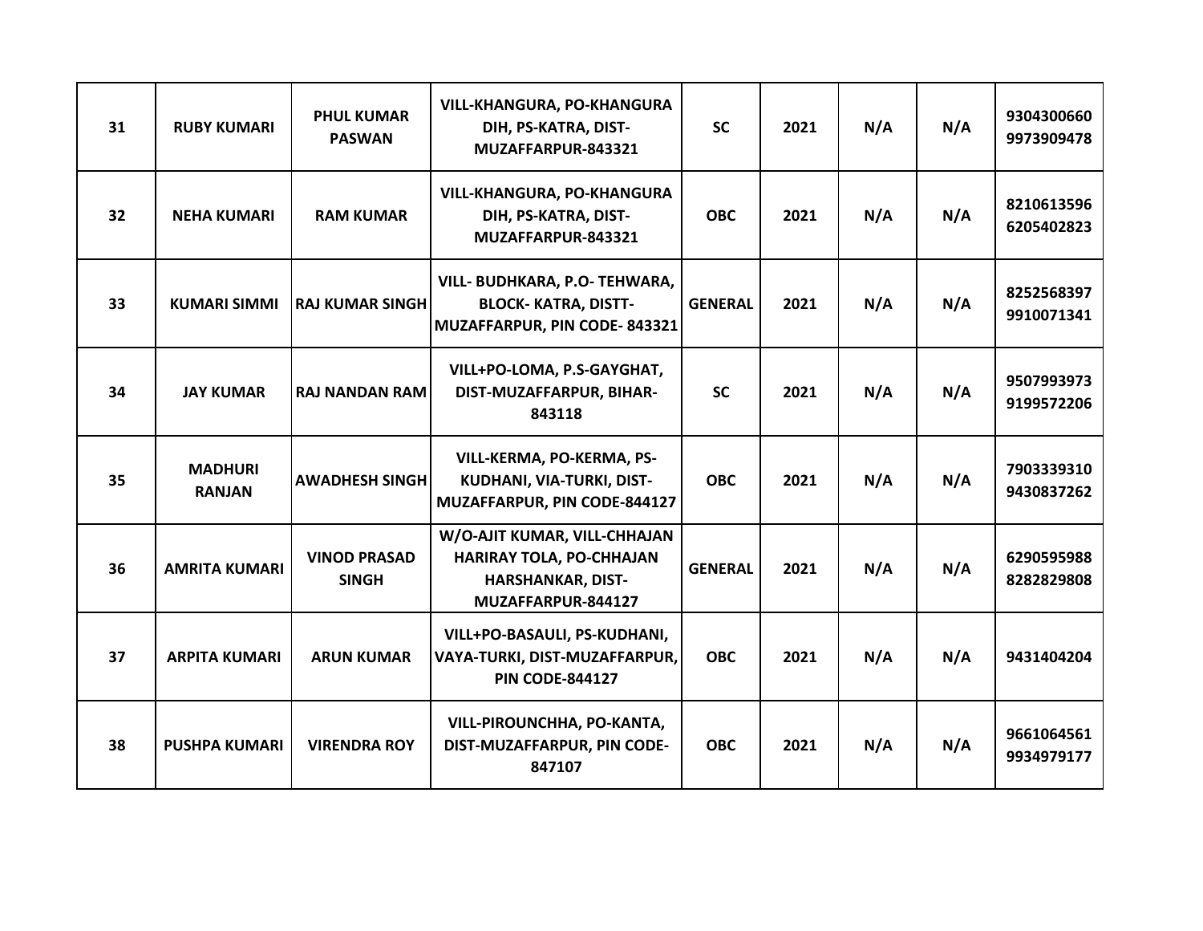| 31 | RUBY KUMARI | PHUL KUMAR PASWAN | VILL-KHANGURA, PO-KHANGURA DIH, PS-KATRA, DIST-MUZAFFARPUR-843321 | SC | 2021 | N/A | N/A | 9304300660 9973909478 |
|---|---|---|---|---|---|---|---|---|
| 32 | NEHA KUMARI | RAM KUMAR | VILL-KHANGURA, PO-KHANGURA DIH, PS-KATRA, DIST-MUZAFFARPUR-843321 | OBC | 2021 | N/A | N/A | 8210613596 6205402823 |
| 33 | KUMARI SIMMI | RAJ KUMAR SINGH | VILL- BUDHKARA, P.O- TEHWARA, BLOCK- KATRA, DISTT-MUZAFFARPUR, PIN CODE- 843321 | GENERAL | 2021 | N/A | N/A | 8252568397 9910071341 |
| 34 | JAY KUMAR | RAJ NANDAN RAM | VILL+PO-LOMA, P.S-GAYGHAT, DIST-MUZAFFARPUR, BIHAR-843118 | SC | 2021 | N/A | N/A | 9507993973 9199572206 |
| 35 | MADHURI RANJAN | AWADHESH SINGH | VILL-KERMA, PO-KERMA, PS-KUDHANI, VIA-TURKI, DIST-MUZAFFARPUR, PIN CODE-844127 | OBC | 2021 | N/A | N/A | 7903339310 9430837262 |
| 36 | AMRITA KUMARI | VINOD PRASAD SINGH | W/O-AJIT KUMAR, VILL-CHHAJAN HARIRAY TOLA, PO-CHHAJAN HARSHANKAR, DIST-MUZAFFARPUR-844127 | GENERAL | 2021 | N/A | N/A | 6290595988 8282829808 |
| 37 | ARPITA KUMARI | ARUN KUMAR | VILL+PO-BASAULI, PS-KUDHANI, VAYA-TURKI, DIST-MUZAFFARPUR, PIN CODE-844127 | OBC | 2021 | N/A | N/A | 9431404204 |
| 38 | PUSHPA KUMARI | VIRENDRA ROY | VILL-PIROUNCHHA, PO-KANTA, DIST-MUZAFFARPUR, PIN CODE-847107 | OBC | 2021 | N/A | N/A | 9661064561 9934979177 |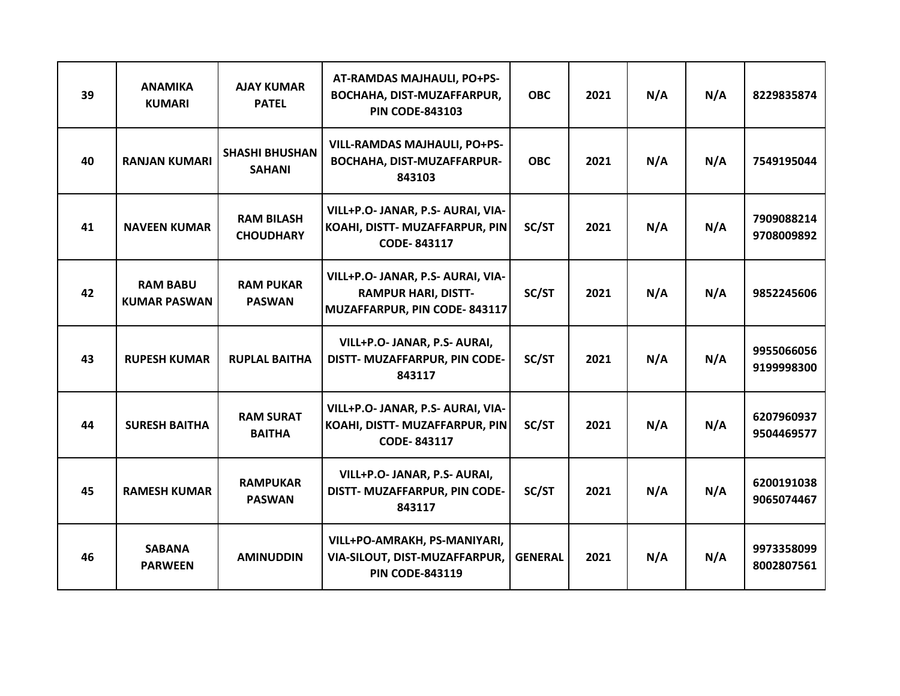| 39 | ANAMIKA KUMARI | AJAY KUMAR PATEL | AT-RAMDAS MAJHAULI, PO+PS-BOCHAHA, DIST-MUZAFFARPUR, PIN CODE-843103 | OBC | 2021 | N/A | N/A | 8229835874 |
|---|---|---|---|---|---|---|---|---|
| 40 | RANJAN KUMARI | SHASHI BHUSHAN SAHANI | VILL-RAMDAS MAJHAULI, PO+PS-BOCHAHA, DIST-MUZAFFARPUR-843103 | OBC | 2021 | N/A | N/A | 7549195044 |
| 41 | NAVEEN KUMAR | RAM BILASH CHOUDHARY | VILL+P.O- JANAR, P.S- AURAI, VIA-KOAHI, DISTT- MUZAFFARPUR, PIN CODE- 843117 | SC/ST | 2021 | N/A | N/A | 7909088214 9708009892 |
| 42 | RAM BABU KUMAR PASWAN | RAM PUKAR PASWAN | VILL+P.O- JANAR, P.S- AURAI, VIA-RAMPUR HARI, DISTT-MUZAFFARPUR, PIN CODE- 843117 | SC/ST | 2021 | N/A | N/A | 9852245606 |
| 43 | RUPESH KUMAR | RUPLAL BAITHA | VILL+P.O- JANAR, P.S- AURAI, DISTT- MUZAFFARPUR, PIN CODE-843117 | SC/ST | 2021 | N/A | N/A | 9955066056 9199998300 |
| 44 | SURESH BAITHA | RAM SURAT BAITHA | VILL+P.O- JANAR, P.S- AURAI, VIA-KOAHI, DISTT- MUZAFFARPUR, PIN CODE- 843117 | SC/ST | 2021 | N/A | N/A | 6207960937 9504469577 |
| 45 | RAMESH KUMAR | RAMPUKAR PASWAN | VILL+P.O- JANAR, P.S- AURAI, DISTT- MUZAFFARPUR, PIN CODE-843117 | SC/ST | 2021 | N/A | N/A | 6200191038 9065074467 |
| 46 | SABANA PARWEEN | AMINUDDIN | VILL+PO-AMRAKH, PS-MANIYARI, VIA-SILOUT, DIST-MUZAFFARPUR, PIN CODE-843119 | GENERAL | 2021 | N/A | N/A | 9973358099 8002807561 |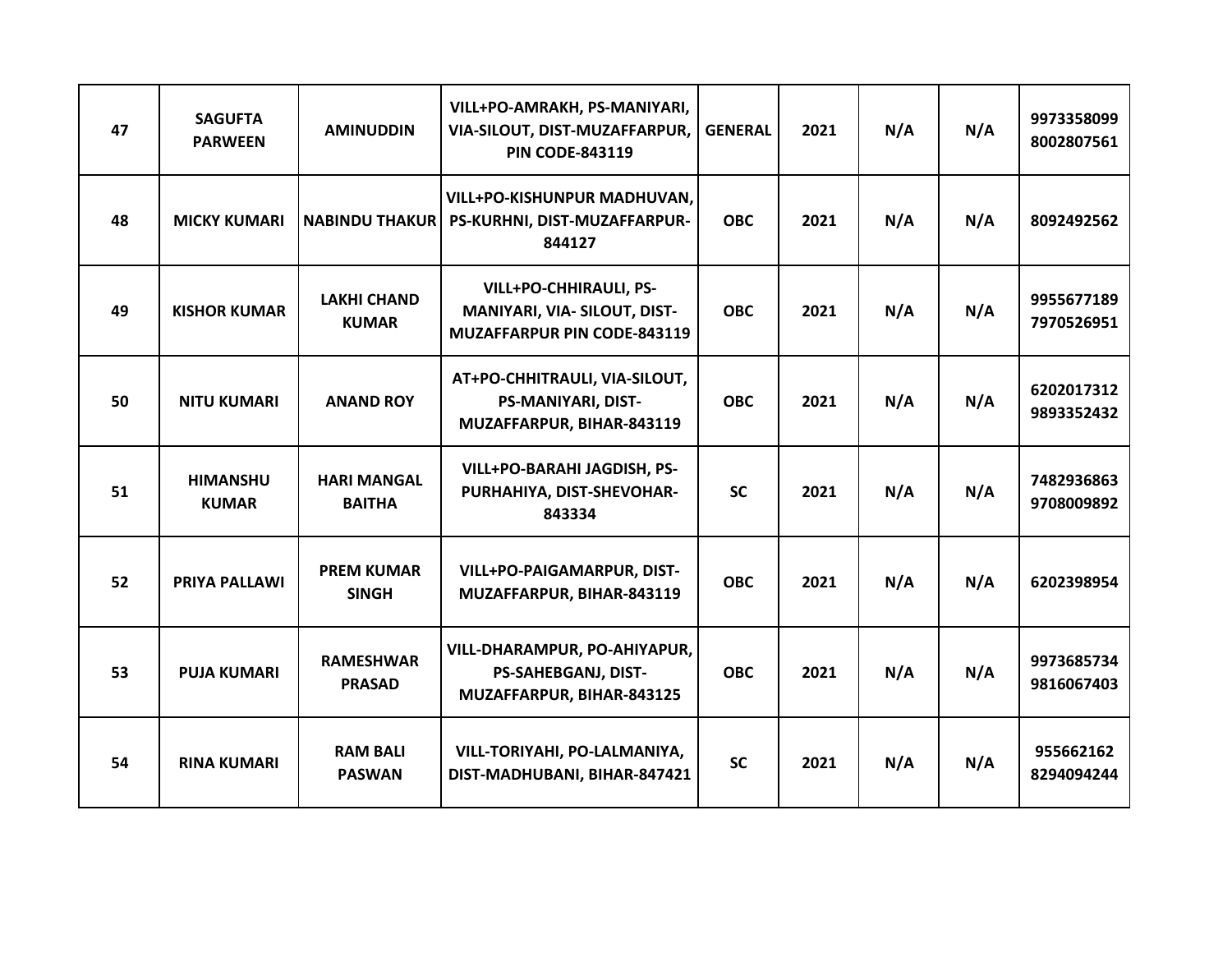| 47 | SAGUFTA PARWEEN | AMINUDDIN | VILL+PO-AMRAKH, PS-MANIYARI, VIA-SILOUT, DIST-MUZAFFARPUR, PIN CODE-843119 | GENERAL | 2021 | N/A | N/A | 9973358099 8002807561 |
|---|---|---|---|---|---|---|---|---|
| 48 | MICKY KUMARI | NABINDU THAKUR | VILL+PO-KISHUNPUR MADHUVAN, PS-KURHNI, DIST-MUZAFFARPUR-844127 | OBC | 2021 | N/A | N/A | 8092492562 |
| 49 | KISHOR KUMAR | LAKHI CHAND KUMAR | VILL+PO-CHHIRAULI, PS-MANIYARI, VIA- SILOUT, DIST-MUZAFFARPUR PIN CODE-843119 | OBC | 2021 | N/A | N/A | 9955677189 7970526951 |
| 50 | NITU KUMARI | ANAND ROY | AT+PO-CHHITRAULI, VIA-SILOUT, PS-MANIYARI, DIST-MUZAFFARPUR, BIHAR-843119 | OBC | 2021 | N/A | N/A | 6202017312 9893352432 |
| 51 | HIMANSHU KUMAR | HARI MANGAL BAITHA | VILL+PO-BARAHI JAGDISH, PS-PURHAHIYA, DIST-SHEVOHAR-843334 | SC | 2021 | N/A | N/A | 7482936863 9708009892 |
| 52 | PRIYA PALLAWI | PREM KUMAR SINGH | VILL+PO-PAIGAMARPUR, DIST-MUZAFFARPUR, BIHAR-843119 | OBC | 2021 | N/A | N/A | 6202398954 |
| 53 | PUJA KUMARI | RAMESHWAR PRASAD | VILL-DHARAMPUR, PO-AHIYAPUR, PS-SAHEBGANJ, DIST-MUZAFFARPUR, BIHAR-843125 | OBC | 2021 | N/A | N/A | 9973685734 9816067403 |
| 54 | RINA KUMARI | RAM BALI PASWAN | VILL-TORIYAHI, PO-LALMANIYA, DIST-MADHUBANI, BIHAR-847421 | SC | 2021 | N/A | N/A | 955662162 8294094244 |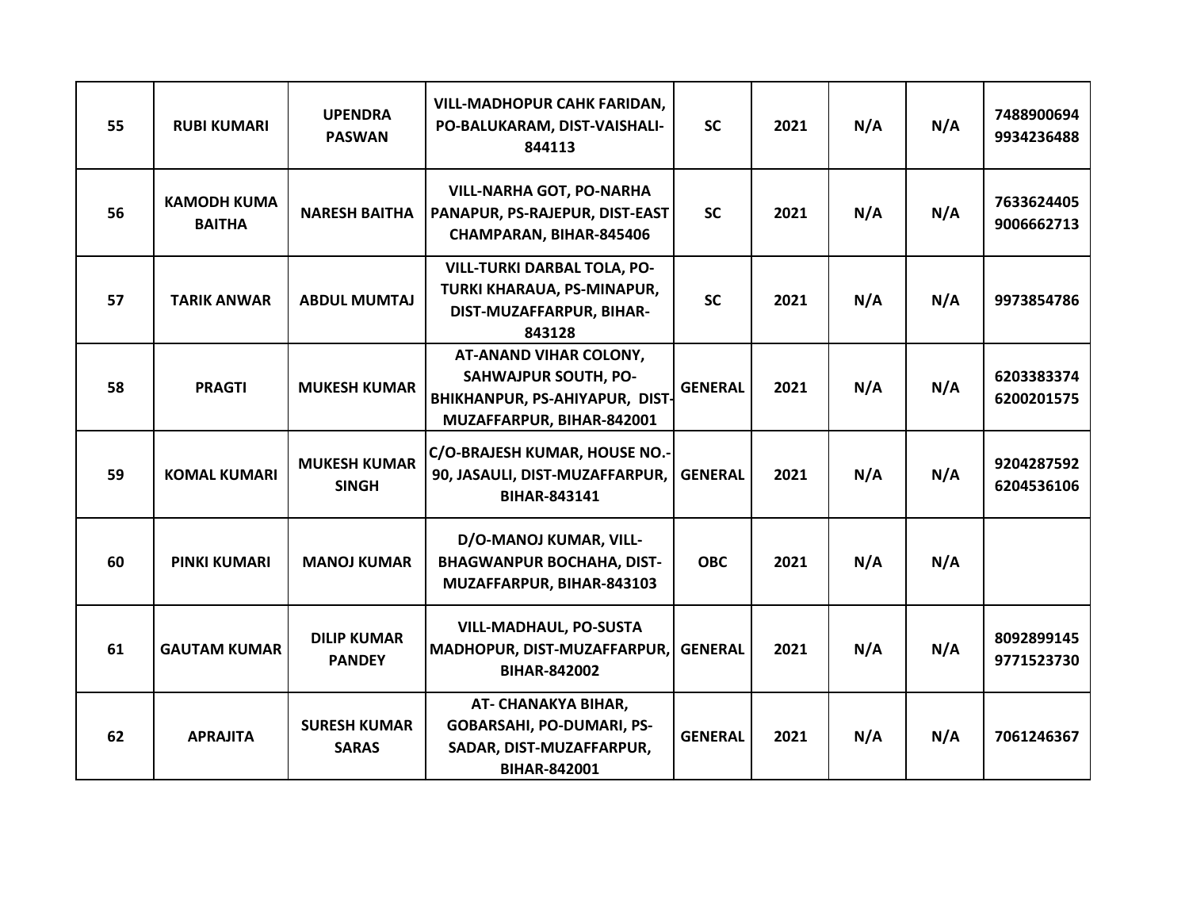| 55 | RUBI KUMARI | UPENDRA PASWAN | VILL-MADHOPUR CAHK FARIDAN, PO-BALUKARAM, DIST-VAISHALI-844113 | SC | 2021 | N/A | N/A | 7488900694 9934236488 |
|---|---|---|---|---|---|---|---|---|
| 56 | KAMODH KUMA BAITHA | NARESH BAITHA | VILL-NARHA GOT, PO-NARHA PANAPUR, PS-RAJEPUR, DIST-EAST CHAMPARAN, BIHAR-845406 | SC | 2021 | N/A | N/A | 7633624405 9006662713 |
| 57 | TARIK ANWAR | ABDUL MUMTAJ | VILL-TURKI DARBAL TOLA, PO-TURKI KHARAUA, PS-MINAPUR, DIST-MUZAFFARPUR, BIHAR-843128 | SC | 2021 | N/A | N/A | 9973854786 |
| 58 | PRAGTI | MUKESH KUMAR | AT-ANAND VIHAR COLONY, SAHWAJPUR SOUTH, PO-BHIKHANPUR, PS-AHIYAPUR, DIST-MUZAFFARPUR, BIHAR-842001 | GENERAL | 2021 | N/A | N/A | 6203383374 6200201575 |
| 59 | KOMAL KUMARI | MUKESH KUMAR SINGH | C/O-BRAJESH KUMAR, HOUSE NO.-90, JASAULI, DIST-MUZAFFARPUR, BIHAR-843141 | GENERAL | 2021 | N/A | N/A | 9204287592 6204536106 |
| 60 | PINKI KUMARI | MANOJ KUMAR | D/O-MANOJ KUMAR, VILL-BHAGWANPUR BOCHAHA, DIST-MUZAFFARPUR, BIHAR-843103 | OBC | 2021 | N/A | N/A | |
| 61 | GAUTAM KUMAR | DILIP KUMAR PANDEY | VILL-MADHAUL, PO-SUSTA MADHOPUR, DIST-MUZAFFARPUR, BIHAR-842002 | GENERAL | 2021 | N/A | N/A | 8092899145 9771523730 |
| 62 | APRAJITA | SURESH KUMAR SARAS | AT- CHANAKYA BIHAR, GOBARSAHI, PO-DUMARI, PS-SADAR, DIST-MUZAFFARPUR, BIHAR-842001 | GENERAL | 2021 | N/A | N/A | 7061246367 |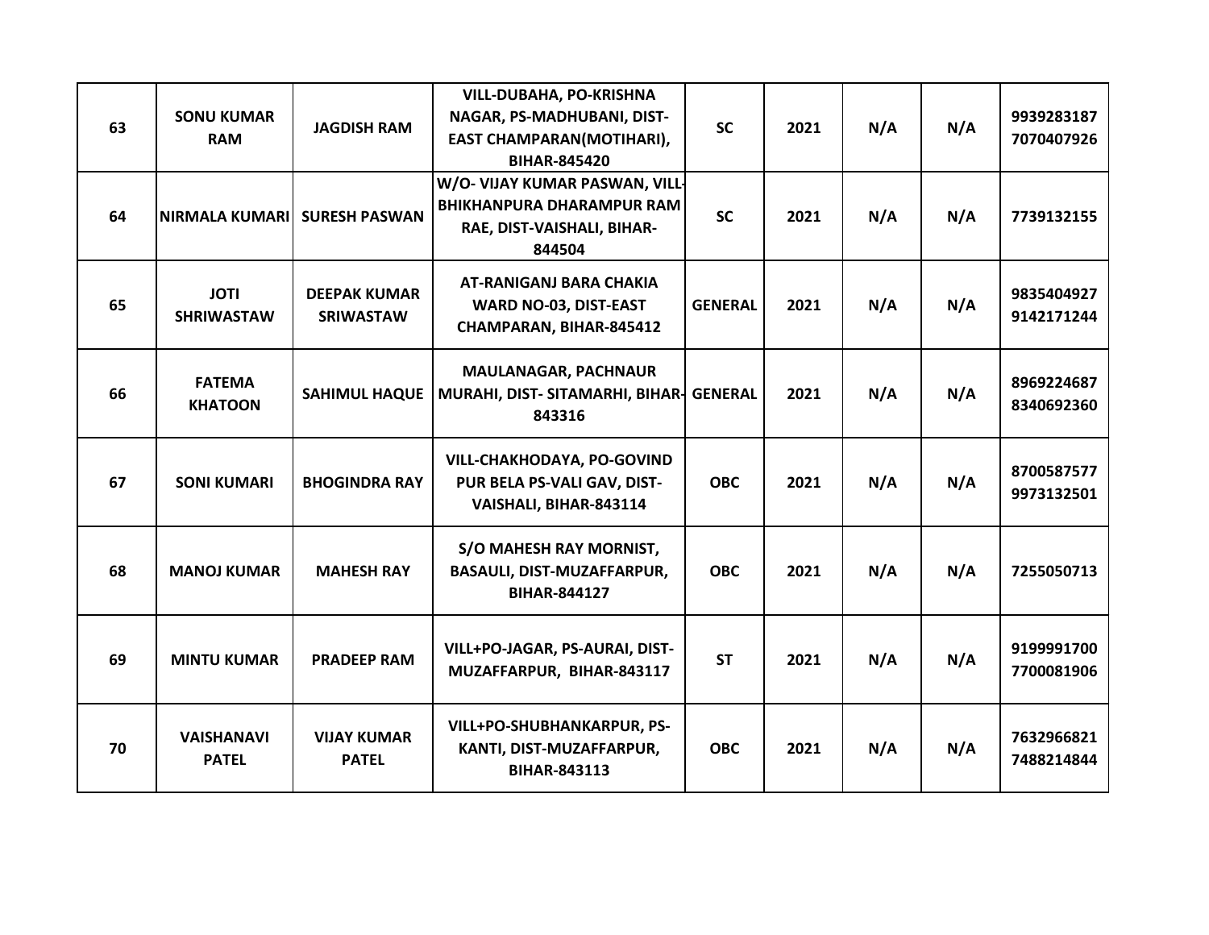| 63 | SONU KUMAR RAM | JAGDISH RAM | VILL-DUBAHA, PO-KRISHNA NAGAR, PS-MADHUBANI, DIST-EAST CHAMPARAN(MOTIHARI), BIHAR-845420 | SC | 2021 | N/A | N/A | 9939283187 7070407926 |
|---|---|---|---|---|---|---|---|---|
| 64 | NIRMALA KUMARI | SURESH PASWAN | W/O- VIJAY KUMAR PASWAN, VILL-BHIKHANPURA DHARAMPUR RAM RAE, DIST-VAISHALI, BIHAR-844504 | SC | 2021 | N/A | N/A | 7739132155 |
| 65 | JOTI SHRIWASTAW | DEEPAK KUMAR SRIWASTAW | AT-RANIGANJ BARA CHAKIA WARD NO-03, DIST-EAST CHAMPARAN, BIHAR-845412 | GENERAL | 2021 | N/A | N/A | 9835404927 9142171244 |
| 66 | FATEMA KHATOON | SAHIMUL HAQUE | MAULANAGAR, PACHNAUR MURAHI, DIST- SITAMARHI, BIHAR-843316 | GENERAL | 2021 | N/A | N/A | 8969224687 8340692360 |
| 67 | SONI KUMARI | BHOGINDRA RAY | VILL-CHAKHODAYA, PO-GOVIND PUR BELA PS-VALI GAV, DIST-VAISHALI, BIHAR-843114 | OBC | 2021 | N/A | N/A | 8700587577 9973132501 |
| 68 | MANOJ KUMAR | MAHESH RAY | S/O MAHESH RAY MORNIST, BASAULI, DIST-MUZAFFARPUR, BIHAR-844127 | OBC | 2021 | N/A | N/A | 7255050713 |
| 69 | MINTU KUMAR | PRADEEP RAM | VILL+PO-JAGAR, PS-AURAI, DIST-MUZAFFARPUR, BIHAR-843117 | ST | 2021 | N/A | N/A | 9199991700 7700081906 |
| 70 | VAISHANAVI PATEL | VIJAY KUMAR PATEL | VILL+PO-SHUBHANKARPUR, PS-KANTI, DIST-MUZAFFARPUR, BIHAR-843113 | OBC | 2021 | N/A | N/A | 7632966821 7488214844 |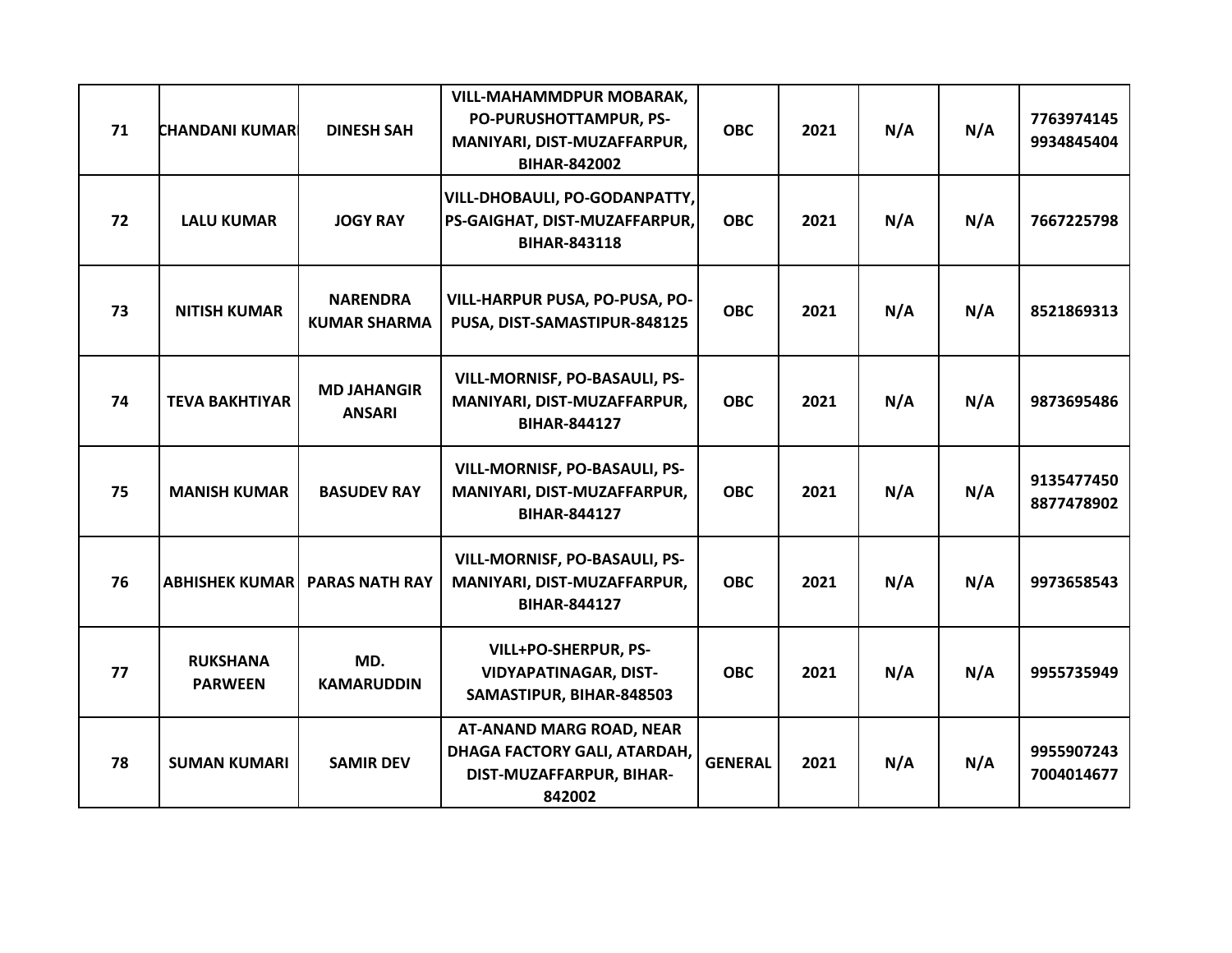| 71 | CHANDANI KUMARI | DINESH SAH | VILL-MAHAMMDPUR MOBARAK, PO-PURUSHOTTAMPUR, PS-MANIYARI, DIST-MUZAFFARPUR, BIHAR-842002 | OBC | 2021 | N/A | N/A | 7763974145 9934845404 |
|---|---|---|---|---|---|---|---|---|
| 72 | LALU KUMAR | JOGY RAY | VILL-DHOBAULI, PO-GODANPATTY, PS-GAIGHAT, DIST-MUZAFFARPUR, BIHAR-843118 | OBC | 2021 | N/A | N/A | 7667225798 |
| 73 | NITISH KUMAR | NARENDRA KUMAR SHARMA | VILL-HARPUR PUSA, PO-PUSA, PO-PUSA, DIST-SAMASTIPUR-848125 | OBC | 2021 | N/A | N/A | 8521869313 |
| 74 | TEVA BAKHTIYAR | MD JAHANGIR ANSARI | VILL-MORNISF, PO-BASAULI, PS-MANIYARI, DIST-MUZAFFARPUR, BIHAR-844127 | OBC | 2021 | N/A | N/A | 9873695486 |
| 75 | MANISH KUMAR | BASUDEV RAY | VILL-MORNISF, PO-BASAULI, PS-MANIYARI, DIST-MUZAFFARPUR, BIHAR-844127 | OBC | 2021 | N/A | N/A | 9135477450 8877478902 |
| 76 | ABHISHEK KUMAR | PARAS NATH RAY | VILL-MORNISF, PO-BASAULI, PS-MANIYARI, DIST-MUZAFFARPUR, BIHAR-844127 | OBC | 2021 | N/A | N/A | 9973658543 |
| 77 | RUKSHANA PARWEEN | MD. KAMARUDDIN | VILL+PO-SHERPUR, PS-VIDYAPATINAGAR, DIST-SAMASTIPUR, BIHAR-848503 | OBC | 2021 | N/A | N/A | 9955735949 |
| 78 | SUMAN KUMARI | SAMIR DEV | AT-ANAND MARG ROAD, NEAR DHAGA FACTORY GALI, ATARDAH, DIST-MUZAFFARPUR, BIHAR-842002 | GENERAL | 2021 | N/A | N/A | 9955907243 7004014677 |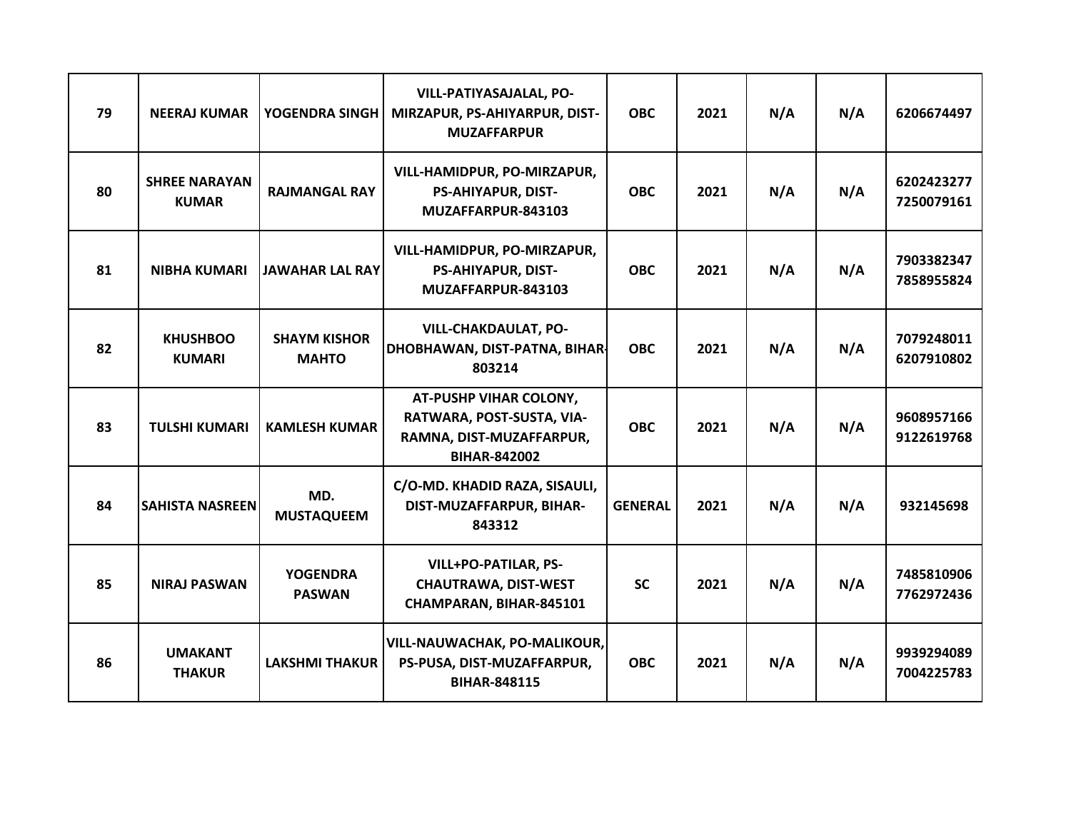| 79 | NEERAJ KUMAR | YOGENDRA SINGH | VILL-PATIYASAJALAL, PO-MIRZAPUR, PS-AHIYARPUR, DIST-MUZAFFARPUR | OBC | 2021 | N/A | N/A | 6206674497 |
|---|---|---|---|---|---|---|---|---|
| 80 | SHREE NARAYAN KUMAR | RAJMANGAL RAY | VILL-HAMIDPUR, PO-MIRZAPUR, PS-AHIYAPUR, DIST-MUZAFFARPUR-843103 | OBC | 2021 | N/A | N/A | 6202423277 7250079161 |
| 81 | NIBHA KUMARI | JAWAHAR LAL RAY | VILL-HAMIDPUR, PO-MIRZAPUR, PS-AHIYAPUR, DIST-MUZAFFARPUR-843103 | OBC | 2021 | N/A | N/A | 7903382347 7858955824 |
| 82 | KHUSHBOO KUMARI | SHAYM KISHOR MAHTO | VILL-CHAKDAULAT, PO-DHOBHAWAN, DIST-PATNA, BIHAR-803214 | OBC | 2021 | N/A | N/A | 7079248011 6207910802 |
| 83 | TULSHI KUMARI | KAMLESH KUMAR | AT-PUSHP VIHAR COLONY, RATWARA, POST-SUSTA, VIA-RAMNA, DIST-MUZAFFARPUR, BIHAR-842002 | OBC | 2021 | N/A | N/A | 9608957166 9122619768 |
| 84 | SAHISTA NASREEN | MD. MUSTAQUEEM | C/O-MD. KHADID RAZA, SISAULI, DIST-MUZAFFARPUR, BIHAR-843312 | GENERAL | 2021 | N/A | N/A | 932145698 |
| 85 | NIRAJ PASWAN | YOGENDRA PASWAN | VILL+PO-PATILAR, PS-CHAUTRAWA, DIST-WEST CHAMPARAN, BIHAR-845101 | SC | 2021 | N/A | N/A | 7485810906 7762972436 |
| 86 | UMAKANT THAKUR | LAKSHMI THAKUR | VILL-NAUWACHAK, PO-MALIKOUR, PS-PUSA, DIST-MUZAFFARPUR, BIHAR-848115 | OBC | 2021 | N/A | N/A | 9939294089 7004225783 |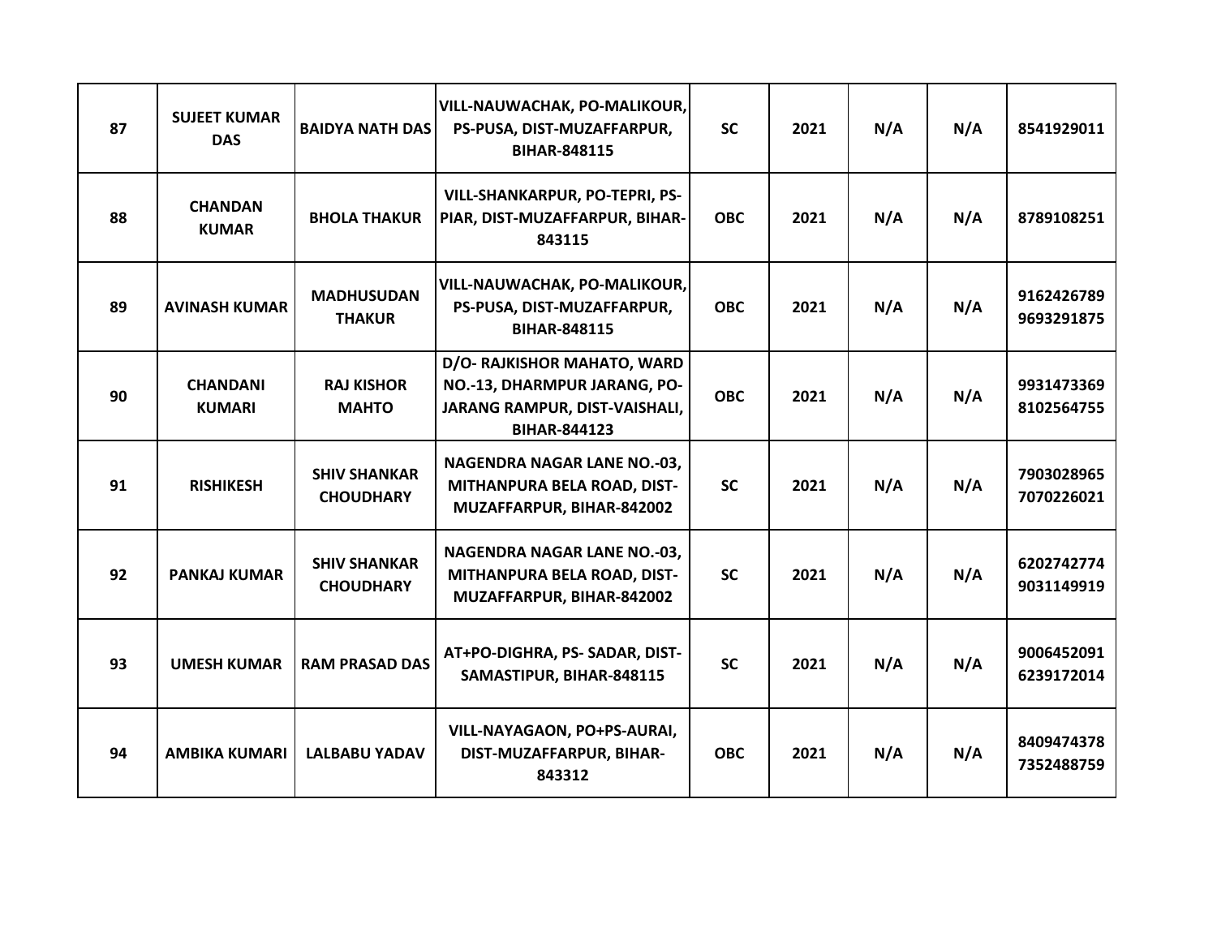| 87 | SUJEET KUMAR DAS | BAIDYA NATH DAS | VILL-NAUWACHAK, PO-MALIKOUR, PS-PUSA, DIST-MUZAFFARPUR, BIHAR-848115 | SC | 2021 | N/A | N/A | 8541929011 |
|---|---|---|---|---|---|---|---|---|
| 88 | CHANDAN KUMAR | BHOLA THAKUR | VILL-SHANKARPUR, PO-TEPRI, PS-PIAR, DIST-MUZAFFARPUR, BIHAR-843115 | OBC | 2021 | N/A | N/A | 8789108251 |
| 89 | AVINASH KUMAR | MADHUSUDAN THAKUR | VILL-NAUWACHAK, PO-MALIKOUR, PS-PUSA, DIST-MUZAFFARPUR, BIHAR-848115 | OBC | 2021 | N/A | N/A | 9162426789 9693291875 |
| 90 | CHANDANI KUMARI | RAJ KISHOR MAHTO | D/O- RAJKISHOR MAHATO, WARD NO.-13, DHARMPUR JARANG, PO-JARANG RAMPUR, DIST-VAISHALI, BIHAR-844123 | OBC | 2021 | N/A | N/A | 9931473369 8102564755 |
| 91 | RISHIKESH | SHIV SHANKAR CHOUDHARY | NAGENDRA NAGAR LANE NO.-03, MITHANPURA BELA ROAD, DIST-MUZAFFARPUR, BIHAR-842002 | SC | 2021 | N/A | N/A | 7903028965 7070226021 |
| 92 | PANKAJ KUMAR | SHIV SHANKAR CHOUDHARY | NAGENDRA NAGAR LANE NO.-03, MITHANPURA BELA ROAD, DIST-MUZAFFARPUR, BIHAR-842002 | SC | 2021 | N/A | N/A | 6202742774 9031149919 |
| 93 | UMESH KUMAR | RAM PRASAD DAS | AT+PO-DIGHRA, PS- SADAR, DIST-SAMASTIPUR, BIHAR-848115 | SC | 2021 | N/A | N/A | 9006452091 6239172014 |
| 94 | AMBIKA KUMARI | LALBABU YADAV | VILL-NAYAGAON, PO+PS-AURAI, DIST-MUZAFFARPUR, BIHAR-843312 | OBC | 2021 | N/A | N/A | 8409474378 7352488759 |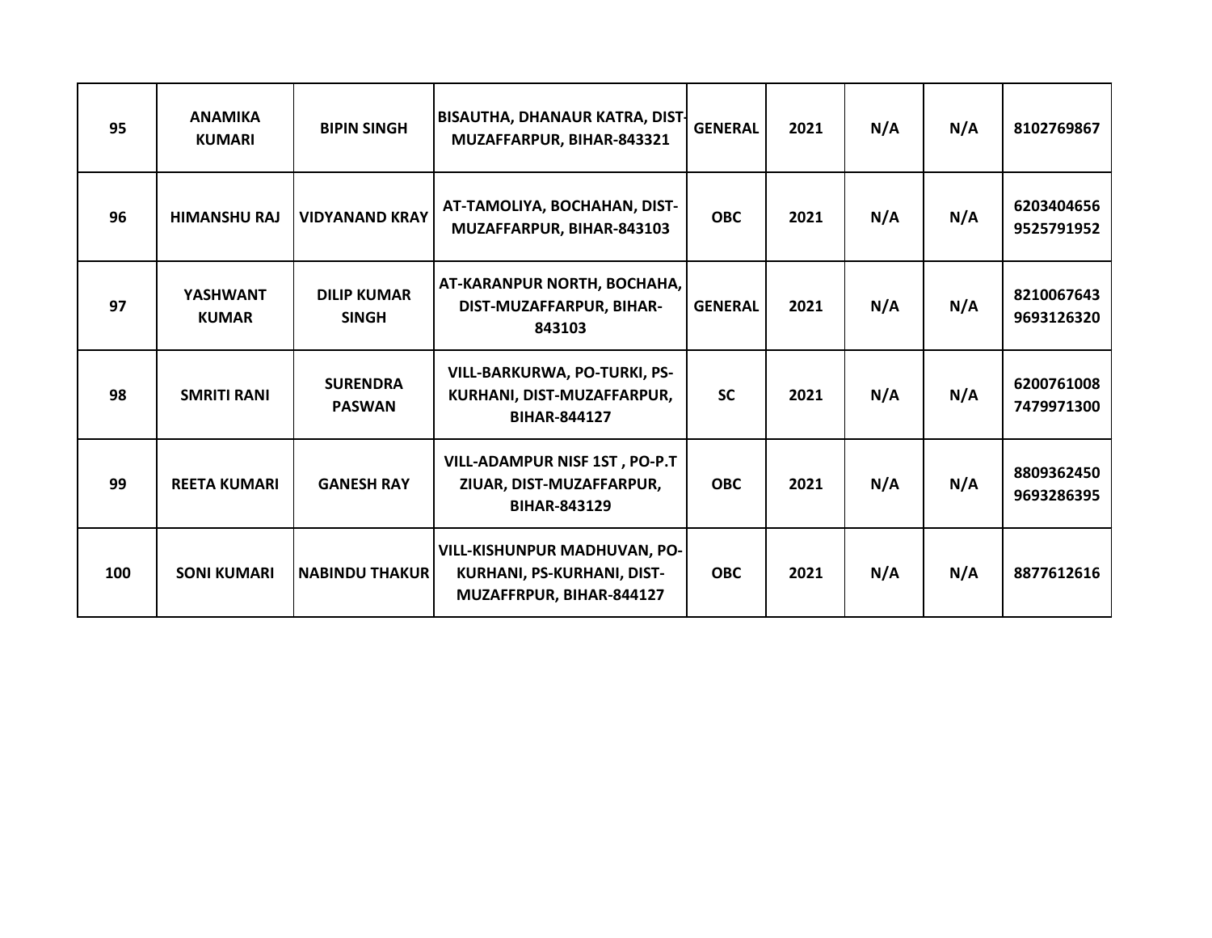| | | | | | | | | |
|---|---|---|---|---|---|---|---|---|
| 95 | ANAMIKA KUMARI | BIPIN SINGH | BISAUTHA, DHANAUR KATRA, DIST-MUZAFFARPUR, BIHAR-843321 | GENERAL | 2021 | N/A | N/A | 8102769867 |
| 96 | HIMANSHU RAJ | VIDYANAND KRAY | AT-TAMOLIYA, BOCHAHAN, DIST-MUZAFFARPUR, BIHAR-843103 | OBC | 2021 | N/A | N/A | 6203404656 9525791952 |
| 97 | YASHWANT KUMAR | DILIP KUMAR SINGH | AT-KARANPUR NORTH, BOCHAHA, DIST-MUZAFFARPUR, BIHAR-843103 | GENERAL | 2021 | N/A | N/A | 8210067643 9693126320 |
| 98 | SMRITI RANI | SURENDRA PASWAN | VILL-BARKURWA, PO-TURKI, PS-KURHANI, DIST-MUZAFFARPUR, BIHAR-844127 | SC | 2021 | N/A | N/A | 6200761008 7479971300 |
| 99 | REETA KUMARI | GANESH RAY | VILL-ADAMPUR NISF 1ST , PO-P.T ZIUAR, DIST-MUZAFFARPUR, BIHAR-843129 | OBC | 2021 | N/A | N/A | 8809362450 9693286395 |
| 100 | SONI KUMARI | NABINDU THAKUR | VILL-KISHUNPUR MADHUVAN, PO-KURHANI, PS-KURHANI, DIST-MUZAFFRPUR, BIHAR-844127 | OBC | 2021 | N/A | N/A | 8877612616 |